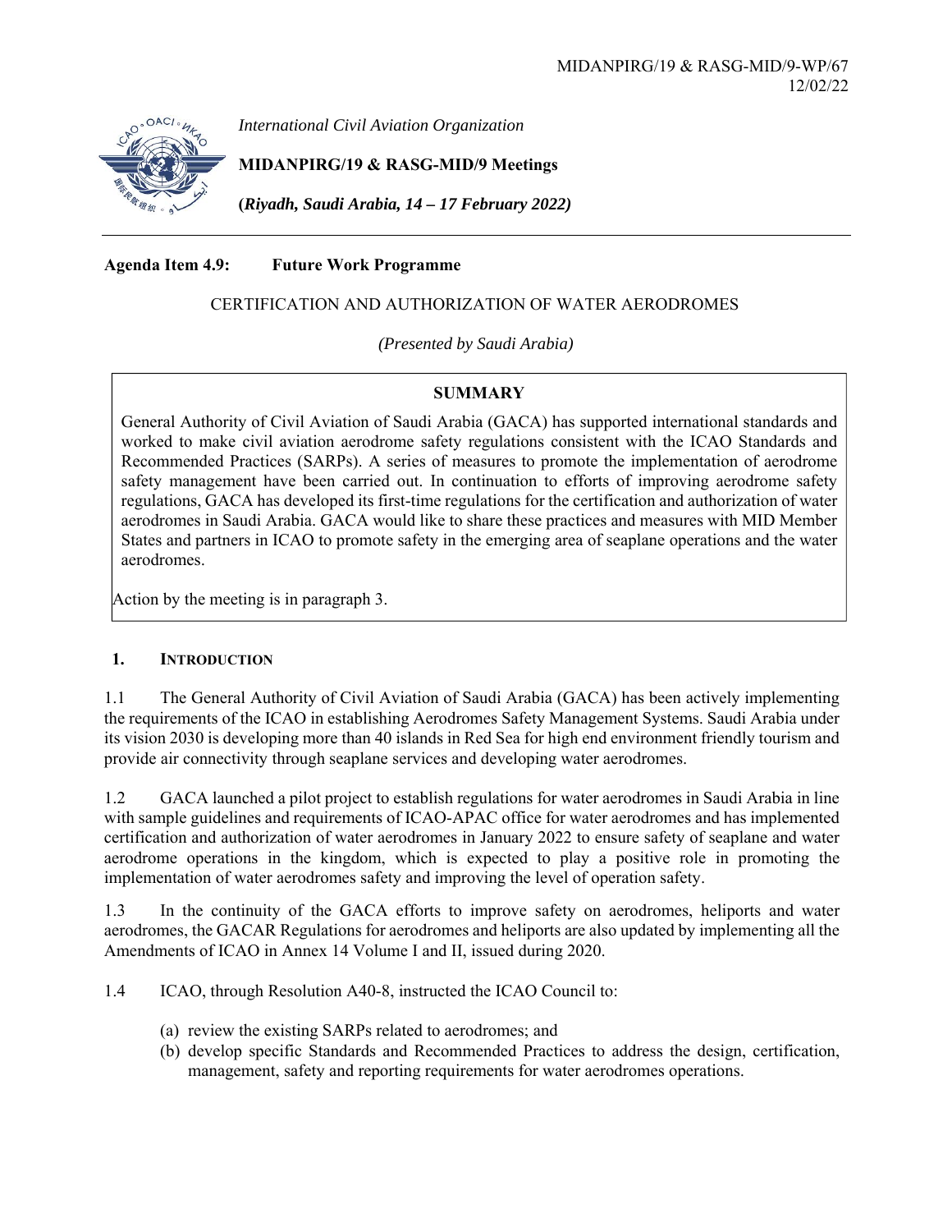MIDANPIRG/19 & RASG-MID/9-WP/67
12/02/22

*International Civil Aviation Organization*

**MIDANPIRG/19 & RASG-MID/9 Meetings**

**(*Riyadh, Saudi Arabia, 14 – 17 February 2022)***

**Agenda Item 4.9: Future Work Programme**

CERTIFICATION AND AUTHORIZATION OF WATER AERODROMES

*(Presented by Saudi Arabia)*

**SUMMARY**

General Authority of Civil Aviation of Saudi Arabia (GACA) has supported international standards and worked to make civil aviation aerodrome safety regulations consistent with the ICAO Standards and Recommended Practices (SARPs). A series of measures to promote the implementation of aerodrome safety management have been carried out. In continuation to efforts of improving aerodrome safety regulations, GACA has developed its first-time regulations for the certification and authorization of water aerodromes in Saudi Arabia. GACA would like to share these practices and measures with MID Member States and partners in ICAO to promote safety in the emerging area of seaplane operations and the water aerodromes.

Action by the meeting is in paragraph 3.

## 1. INTRODUCTION

1.1 The General Authority of Civil Aviation of Saudi Arabia (GACA) has been actively implementing the requirements of the ICAO in establishing Aerodromes Safety Management Systems. Saudi Arabia under its vision 2030 is developing more than 40 islands in Red Sea for high end environment friendly tourism and provide air connectivity through seaplane services and developing water aerodromes.

1.2 GACA launched a pilot project to establish regulations for water aerodromes in Saudi Arabia in line with sample guidelines and requirements of ICAO-APAC office for water aerodromes and has implemented certification and authorization of water aerodromes in January 2022 to ensure safety of seaplane and water aerodrome operations in the kingdom, which is expected to play a positive role in promoting the implementation of water aerodromes safety and improving the level of operation safety.

1.3 In the continuity of the GACA efforts to improve safety on aerodromes, heliports and water aerodromes, the GACAR Regulations for aerodromes and heliports are also updated by implementing all the Amendments of ICAO in Annex 14 Volume I and II, issued during 2020.

1.4 ICAO, through Resolution A40-8, instructed the ICAO Council to:

(a) review the existing SARPs related to aerodromes; and
(b) develop specific Standards and Recommended Practices to address the design, certification, management, safety and reporting requirements for water aerodromes operations.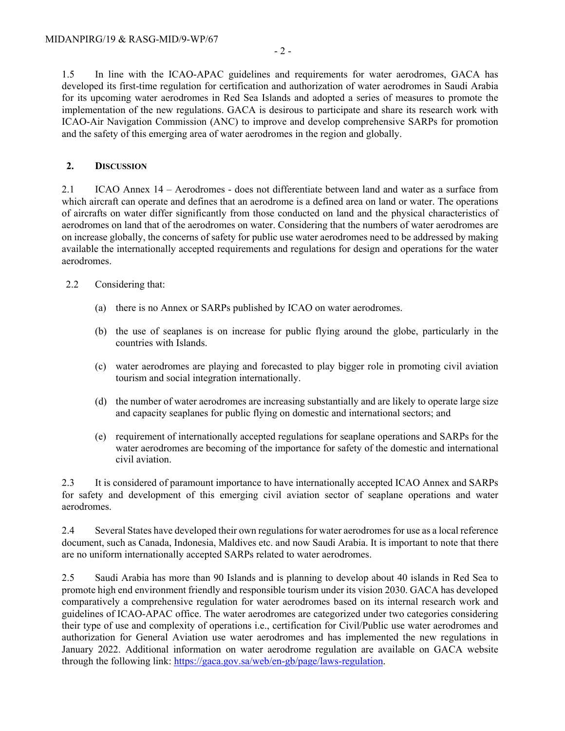1.5 In line with the ICAO-APAC guidelines and requirements for water aerodromes, GACA has developed its first-time regulation for certification and authorization of water aerodromes in Saudi Arabia for its upcoming water aerodromes in Red Sea Islands and adopted a series of measures to promote the implementation of the new regulations. GACA is desirous to participate and share its research work with ICAO-Air Navigation Commission (ANC) to improve and develop comprehensive SARPs for promotion and the safety of this emerging area of water aerodromes in the region and globally.

## 2. DISCUSSION

2.1 ICAO Annex 14 – Aerodromes - does not differentiate between land and water as a surface from which aircraft can operate and defines that an aerodrome is a defined area on land or water. The operations of aircrafts on water differ significantly from those conducted on land and the physical characteristics of aerodromes on land that of the aerodromes on water. Considering that the numbers of water aerodromes are on increase globally, the concerns of safety for public use water aerodromes need to be addressed by making available the internationally accepted requirements and regulations for design and operations for the water aerodromes.

2.2 Considering that:

(a) there is no Annex or SARPs published by ICAO on water aerodromes.

(b) the use of seaplanes is on increase for public flying around the globe, particularly in the countries with Islands.

(c) water aerodromes are playing and forecasted to play bigger role in promoting civil aviation tourism and social integration internationally.

(d) the number of water aerodromes are increasing substantially and are likely to operate large size and capacity seaplanes for public flying on domestic and international sectors; and

(e) requirement of internationally accepted regulations for seaplane operations and SARPs for the water aerodromes are becoming of the importance for safety of the domestic and international civil aviation.

2.3 It is considered of paramount importance to have internationally accepted ICAO Annex and SARPs for safety and development of this emerging civil aviation sector of seaplane operations and water aerodromes.

2.4 Several States have developed their own regulations for water aerodromes for use as a local reference document, such as Canada, Indonesia, Maldives etc. and now Saudi Arabia. It is important to note that there are no uniform internationally accepted SARPs related to water aerodromes.

2.5 Saudi Arabia has more than 90 Islands and is planning to develop about 40 islands in Red Sea to promote high end environment friendly and responsible tourism under its vision 2030. GACA has developed comparatively a comprehensive regulation for water aerodromes based on its internal research work and guidelines of ICAO-APAC office. The water aerodromes are categorized under two categories considering their type of use and complexity of operations i.e., certification for Civil/Public use water aerodromes and authorization for General Aviation use water aerodromes and has implemented the new regulations in January 2022. Additional information on water aerodrome regulation are available on GACA website through the following link: [https://gaca.gov.sa/web/en-gb/page/laws-regulation](https://gaca.gov.sa/web/en-gb/page/laws-regulation).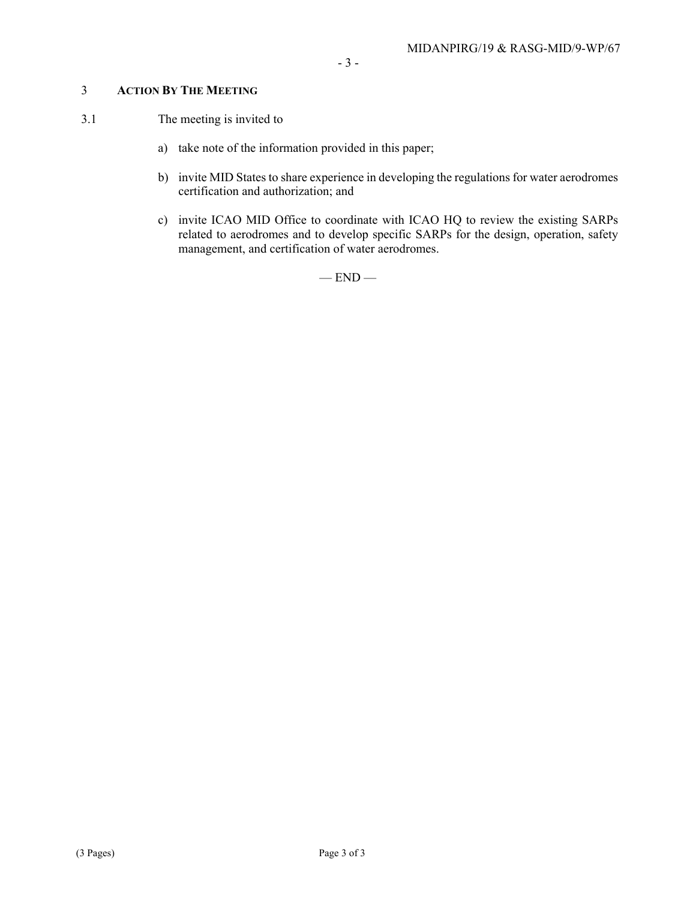## 3 ACTION BY THE MEETING

3.1 The meeting is invited to

a) take note of the information provided in this paper;

b) invite MID States to share experience in developing the regulations for water aerodromes certification and authorization; and

c) invite ICAO MID Office to coordinate with ICAO HQ to review the existing SARPs related to aerodromes and to develop specific SARPs for the design, operation, safety management, and certification of water aerodromes.

— END —